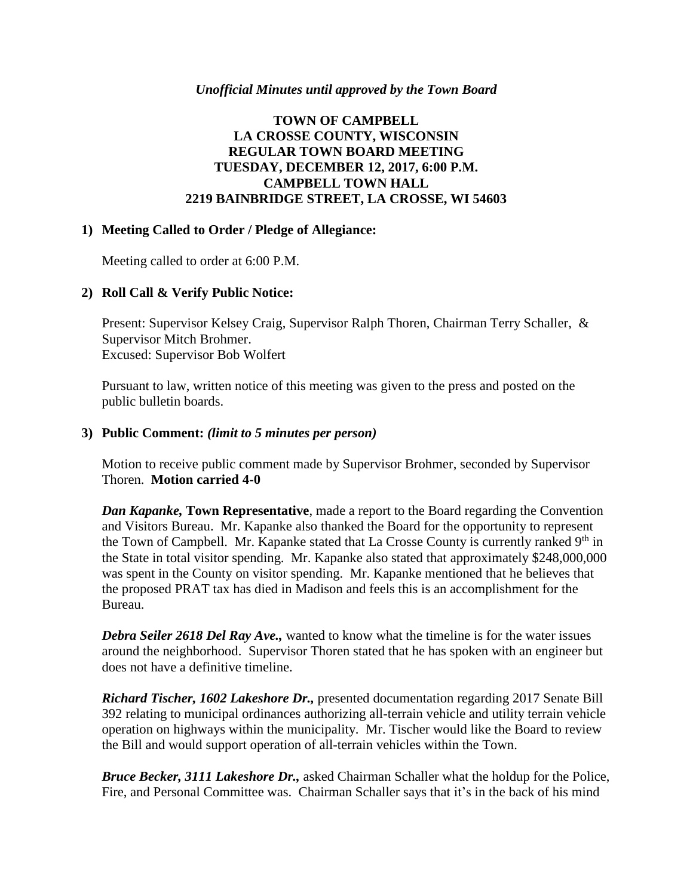*Unofficial Minutes until approved by the Town Board*

# TOWN OF CAMPBELL
## LA CROSSE COUNTY, WISCONSIN
## REGULAR TOWN BOARD MEETING
## TUESDAY, DECEMBER 12, 2017, 6:00 P.M.
## CAMPBELL TOWN HALL
## 2219 BAINBRIDGE STREET, LA CROSSE, WI 54603

### 1) Meeting Called to Order / Pledge of Allegiance:

Meeting called to order at 6:00 P.M.

### 2) Roll Call & Verify Public Notice:

Present: Supervisor Kelsey Craig, Supervisor Ralph Thoren, Chairman Terry Schaller, & Supervisor Mitch Brohmer.
Excused: Supervisor Bob Wolfert

Pursuant to law, written notice of this meeting was given to the press and posted on the public bulletin boards.

### 3) Public Comment: *(limit to 5 minutes per person)*

Motion to receive public comment made by Supervisor Brohmer, seconded by Supervisor Thoren. **Motion carried 4-0**

***Dan Kapanke,* Town Representative**, made a report to the Board regarding the Convention and Visitors Bureau. Mr. Kapanke also thanked the Board for the opportunity to represent the Town of Campbell. Mr. Kapanke stated that La Crosse County is currently ranked 9th in the State in total visitor spending. Mr. Kapanke also stated that approximately $248,000,000 was spent in the County on visitor spending. Mr. Kapanke mentioned that he believes that the proposed PRAT tax has died in Madison and feels this is an accomplishment for the Bureau.

***Debra Seiler 2618 Del Ray Ave.,*** wanted to know what the timeline is for the water issues around the neighborhood. Supervisor Thoren stated that he has spoken with an engineer but does not have a definitive timeline.

***Richard Tischer, 1602 Lakeshore Dr.,*** presented documentation regarding 2017 Senate Bill 392 relating to municipal ordinances authorizing all-terrain vehicle and utility terrain vehicle operation on highways within the municipality. Mr. Tischer would like the Board to review the Bill and would support operation of all-terrain vehicles within the Town.

***Bruce Becker, 3111 Lakeshore Dr.,*** asked Chairman Schaller what the holdup for the Police, Fire, and Personal Committee was. Chairman Schaller says that it's in the back of his mind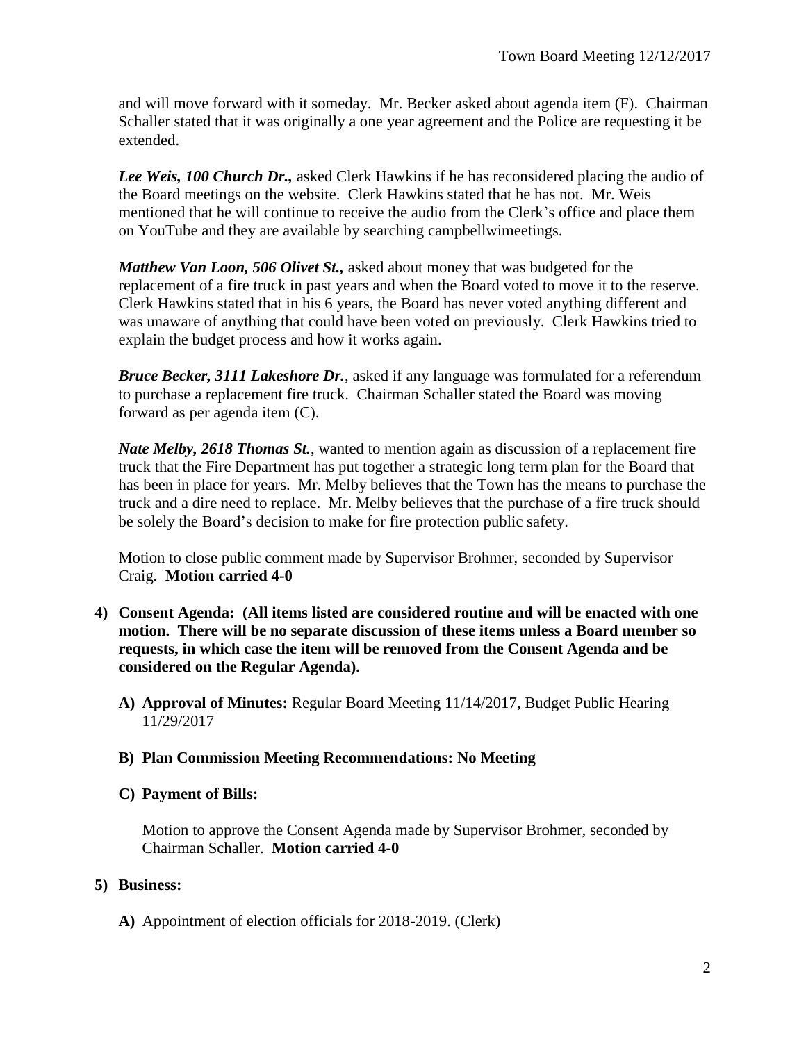and will move forward with it someday. Mr. Becker asked about agenda item (F). Chairman Schaller stated that it was originally a one year agreement and the Police are requesting it be extended.

***Lee Weis, 100 Church Dr.,*** asked Clerk Hawkins if he has reconsidered placing the audio of the Board meetings on the website. Clerk Hawkins stated that he has not. Mr. Weis mentioned that he will continue to receive the audio from the Clerk's office and place them on YouTube and they are available by searching campbellwimeetings.

***Matthew Van Loon, 506 Olivet St.,*** asked about money that was budgeted for the replacement of a fire truck in past years and when the Board voted to move it to the reserve. Clerk Hawkins stated that in his 6 years, the Board has never voted anything different and was unaware of anything that could have been voted on previously. Clerk Hawkins tried to explain the budget process and how it works again.

***Bruce Becker, 3111 Lakeshore Dr.***, asked if any language was formulated for a referendum to purchase a replacement fire truck. Chairman Schaller stated the Board was moving forward as per agenda item (C).

***Nate Melby, 2618 Thomas St.***, wanted to mention again as discussion of a replacement fire truck that the Fire Department has put together a strategic long term plan for the Board that has been in place for years. Mr. Melby believes that the Town has the means to purchase the truck and a dire need to replace. Mr. Melby believes that the purchase of a fire truck should be solely the Board's decision to make for fire protection public safety.

Motion to close public comment made by Supervisor Brohmer, seconded by Supervisor Craig. **Motion carried 4-0**

**4) Consent Agenda: (All items listed are considered routine and will be enacted with one motion. There will be no separate discussion of these items unless a Board member so requests, in which case the item will be removed from the Consent Agenda and be considered on the Regular Agenda).**

**A) Approval of Minutes:** Regular Board Meeting 11/14/2017, Budget Public Hearing 11/29/2017

**B) Plan Commission Meeting Recommendations: No Meeting**

**C) Payment of Bills:**

Motion to approve the Consent Agenda made by Supervisor Brohmer, seconded by Chairman Schaller. **Motion carried 4-0**

**5) Business:**

**A)** Appointment of election officials for 2018-2019. (Clerk)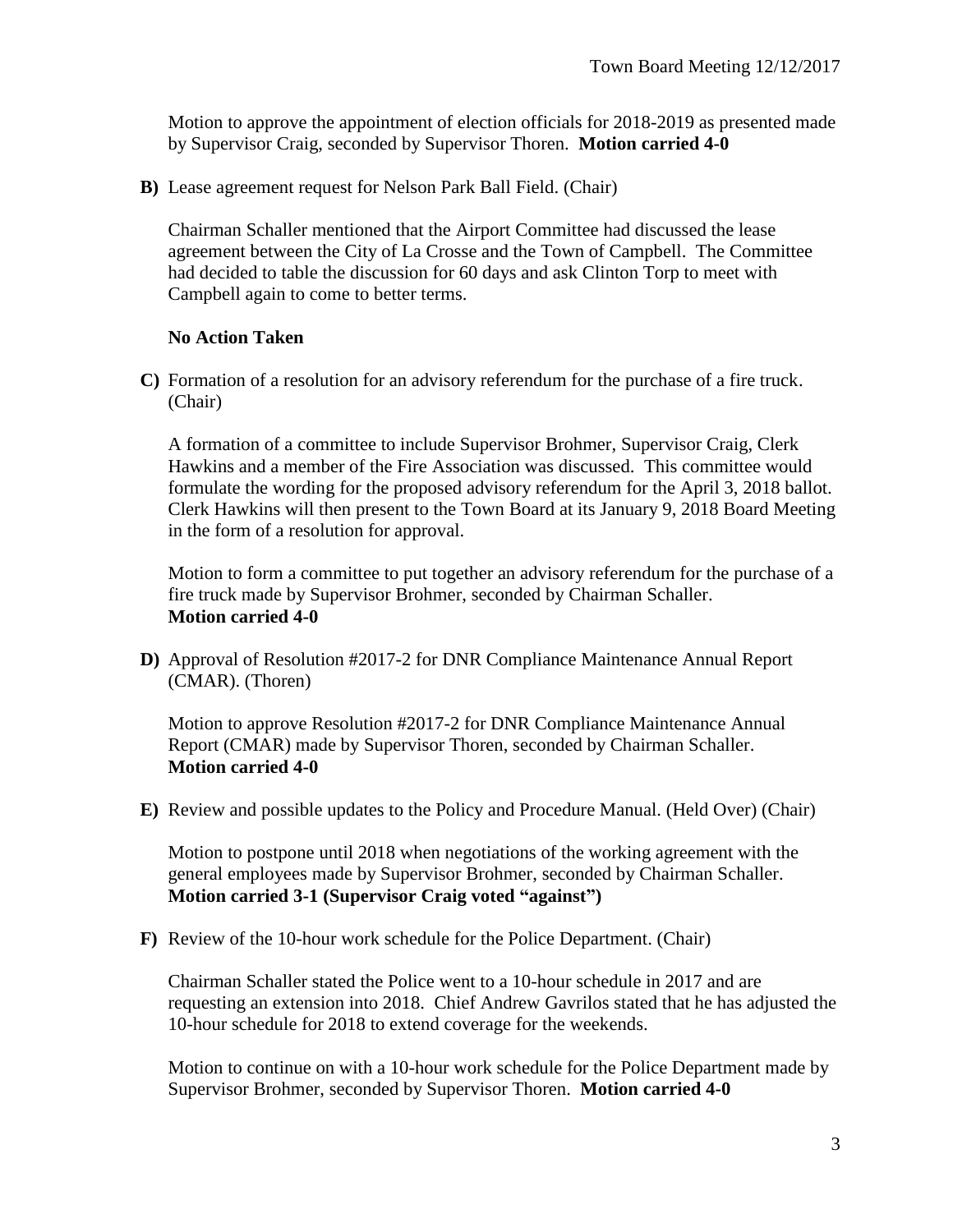Motion to approve the appointment of election officials for 2018-2019 as presented made by Supervisor Craig, seconded by Supervisor Thoren. **Motion carried 4-0**

**B)** Lease agreement request for Nelson Park Ball Field. (Chair)

Chairman Schaller mentioned that the Airport Committee had discussed the lease agreement between the City of La Crosse and the Town of Campbell. The Committee had decided to table the discussion for 60 days and ask Clinton Torp to meet with Campbell again to come to better terms.

**No Action Taken**

**C)** Formation of a resolution for an advisory referendum for the purchase of a fire truck. (Chair)

A formation of a committee to include Supervisor Brohmer, Supervisor Craig, Clerk Hawkins and a member of the Fire Association was discussed. This committee would formulate the wording for the proposed advisory referendum for the April 3, 2018 ballot. Clerk Hawkins will then present to the Town Board at its January 9, 2018 Board Meeting in the form of a resolution for approval.

Motion to form a committee to put together an advisory referendum for the purchase of a fire truck made by Supervisor Brohmer, seconded by Chairman Schaller.
**Motion carried 4-0**

**D)** Approval of Resolution #2017-2 for DNR Compliance Maintenance Annual Report (CMAR). (Thoren)

Motion to approve Resolution #2017-2 for DNR Compliance Maintenance Annual Report (CMAR) made by Supervisor Thoren, seconded by Chairman Schaller.
**Motion carried 4-0**

**E)** Review and possible updates to the Policy and Procedure Manual. (Held Over) (Chair)

Motion to postpone until 2018 when negotiations of the working agreement with the general employees made by Supervisor Brohmer, seconded by Chairman Schaller.
**Motion carried 3-1 (Supervisor Craig voted "against")**

**F)** Review of the 10-hour work schedule for the Police Department. (Chair)

Chairman Schaller stated the Police went to a 10-hour schedule in 2017 and are requesting an extension into 2018. Chief Andrew Gavrilos stated that he has adjusted the 10-hour schedule for 2018 to extend coverage for the weekends.

Motion to continue on with a 10-hour work schedule for the Police Department made by Supervisor Brohmer, seconded by Supervisor Thoren. **Motion carried 4-0**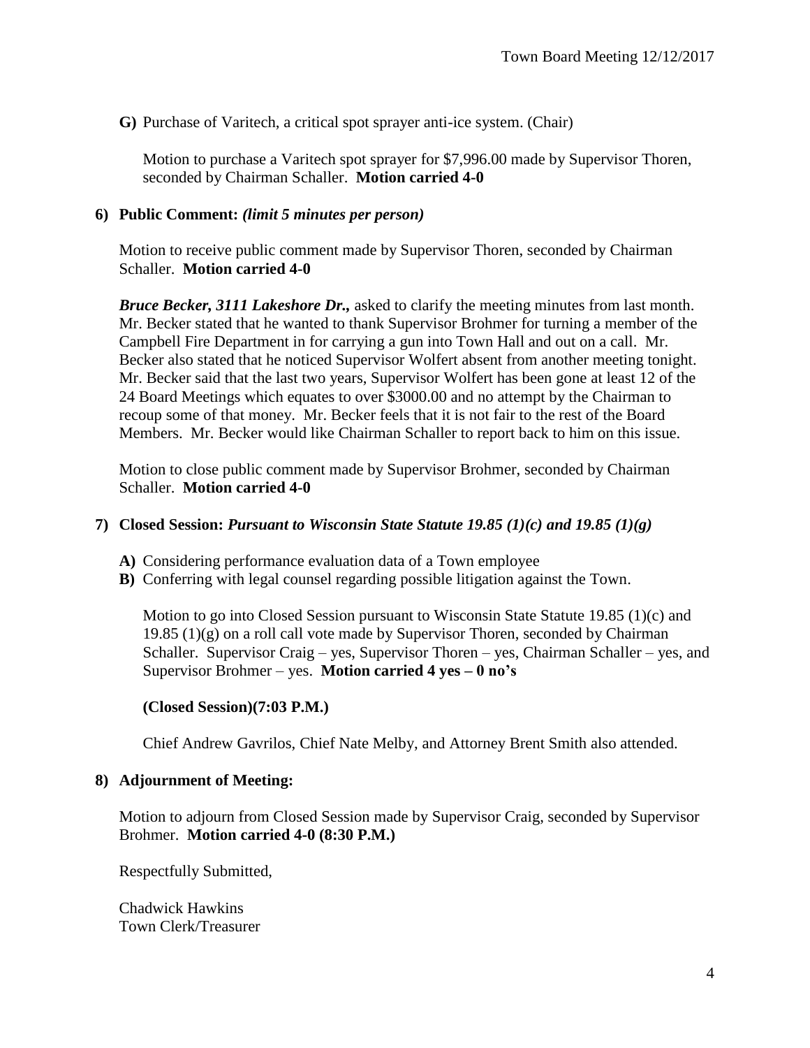**G)** Purchase of Varitech, a critical spot sprayer anti-ice system. (Chair)

Motion to purchase a Varitech spot sprayer for $7,996.00 made by Supervisor Thoren, seconded by Chairman Schaller. **Motion carried 4-0**

**6) Public Comment:** ***(limit 5 minutes per person)***

Motion to receive public comment made by Supervisor Thoren, seconded by Chairman Schaller. **Motion carried 4-0**

***Bruce Becker, 3111 Lakeshore Dr.,*** asked to clarify the meeting minutes from last month. Mr. Becker stated that he wanted to thank Supervisor Brohmer for turning a member of the Campbell Fire Department in for carrying a gun into Town Hall and out on a call. Mr. Becker also stated that he noticed Supervisor Wolfert absent from another meeting tonight. Mr. Becker said that the last two years, Supervisor Wolfert has been gone at least 12 of the 24 Board Meetings which equates to over $3000.00 and no attempt by the Chairman to recoup some of that money. Mr. Becker feels that it is not fair to the rest of the Board Members. Mr. Becker would like Chairman Schaller to report back to him on this issue.

Motion to close public comment made by Supervisor Brohmer, seconded by Chairman Schaller. **Motion carried 4-0**

**7) Closed Session:** ***Pursuant to Wisconsin State Statute 19.85 (1)(c) and 19.85 (1)(g)***

**A)** Considering performance evaluation data of a Town employee
**B)** Conferring with legal counsel regarding possible litigation against the Town.

Motion to go into Closed Session pursuant to Wisconsin State Statute 19.85 (1)(c) and 19.85 (1)(g) on a roll call vote made by Supervisor Thoren, seconded by Chairman Schaller. Supervisor Craig – yes, Supervisor Thoren – yes, Chairman Schaller – yes, and Supervisor Brohmer – yes. **Motion carried 4 yes – 0 no's**

**(Closed Session)(7:03 P.M.)**

Chief Andrew Gavrilos, Chief Nate Melby, and Attorney Brent Smith also attended.

**8) Adjournment of Meeting:**

Motion to adjourn from Closed Session made by Supervisor Craig, seconded by Supervisor Brohmer. **Motion carried 4-0 (8:30 P.M.)**

Respectfully Submitted,

Chadwick Hawkins
Town Clerk/Treasurer